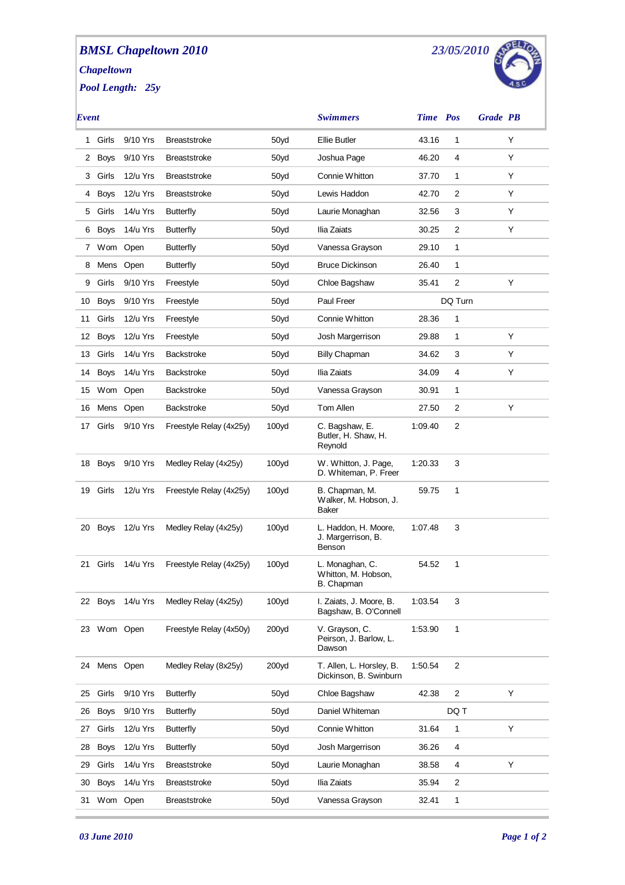# BMSL Chapeltown 2010

**23/05/2010**

*Chapeltown*

*Pool Length: 25y*

| Event | | | | | Swimmers | Time | Pos | Grade | PB |
|---|---|---|---|---|---|---|---|---|---|
| 1 | Girls | 9/10 Yrs | Breaststroke | 50yd | Ellie Butler | 43.16 | 1 | | Y |
| 2 | Boys | 9/10 Yrs | Breaststroke | 50yd | Joshua Page | 46.20 | 4 | | Y |
| 3 | Girls | 12/u Yrs | Breaststroke | 50yd | Connie Whitton | 37.70 | 1 | | Y |
| 4 | Boys | 12/u Yrs | Breaststroke | 50yd | Lewis Haddon | 42.70 | 2 | | Y |
| 5 | Girls | 14/u Yrs | Butterfly | 50yd | Laurie Monaghan | 32.56 | 3 | | Y |
| 6 | Boys | 14/u Yrs | Butterfly | 50yd | Ilia Zaiats | 30.25 | 2 | | Y |
| 7 | Wom | Open | Butterfly | 50yd | Vanessa Grayson | 29.10 | 1 | | |
| 8 | Mens | Open | Butterfly | 50yd | Bruce Dickinson | 26.40 | 1 | | |
| 9 | Girls | 9/10 Yrs | Freestyle | 50yd | Chloe Bagshaw | 35.41 | 2 | | Y |
| 10 | Boys | 9/10 Yrs | Freestyle | 50yd | Paul Freer | DQ Turn | | | |
| 11 | Girls | 12/u Yrs | Freestyle | 50yd | Connie Whitton | 28.36 | 1 | | |
| 12 | Boys | 12/u Yrs | Freestyle | 50yd | Josh Margerrison | 29.88 | 1 | | Y |
| 13 | Girls | 14/u Yrs | Backstroke | 50yd | Billy Chapman | 34.62 | 3 | | Y |
| 14 | Boys | 14/u Yrs | Backstroke | 50yd | Ilia Zaiats | 34.09 | 4 | | Y |
| 15 | Wom | Open | Backstroke | 50yd | Vanessa Grayson | 30.91 | 1 | | |
| 16 | Mens | Open | Backstroke | 50yd | Tom Allen | 27.50 | 2 | | Y |
| 17 | Girls | 9/10 Yrs | Freestyle Relay (4x25y) | 100yd | C. Bagshaw, E. Butler, H. Shaw, H. Reynold | 1:09.40 | 2 | | |
| 18 | Boys | 9/10 Yrs | Medley Relay (4x25y) | 100yd | W. Whitton, J. Page, D. Whiteman, P. Freer | 1:20.33 | 3 | | |
| 19 | Girls | 12/u Yrs | Freestyle Relay (4x25y) | 100yd | B. Chapman, M. Walker, M. Hobson, J. Baker | 59.75 | 1 | | |
| 20 | Boys | 12/u Yrs | Medley Relay (4x25y) | 100yd | L. Haddon, H. Moore, J. Margerrison, B. Benson | 1:07.48 | 3 | | |
| 21 | Girls | 14/u Yrs | Freestyle Relay (4x25y) | 100yd | L. Monaghan, C. Whitton, M. Hobson, B. Chapman | 54.52 | 1 | | |
| 22 | Boys | 14/u Yrs | Medley Relay (4x25y) | 100yd | I. Zaiats, J. Moore, B. Bagshaw, B. O'Connell | 1:03.54 | 3 | | |
| 23 | Wom | Open | Freestyle Relay (4x50y) | 200yd | V. Grayson, C. Peirson, J. Barlow, L. Dawson | 1:53.90 | 1 | | |
| 24 | Mens | Open | Medley Relay (8x25y) | 200yd | T. Allen, L. Horsley, B. Dickinson, B. Swinburn | 1:50.54 | 2 | | |
| 25 | Girls | 9/10 Yrs | Butterfly | 50yd | Chloe Bagshaw | 42.38 | 2 | | Y |
| 26 | Boys | 9/10 Yrs | Butterfly | 50yd | Daniel Whiteman | DQ T | | | |
| 27 | Girls | 12/u Yrs | Butterfly | 50yd | Connie Whitton | 31.64 | 1 | | Y |
| 28 | Boys | 12/u Yrs | Butterfly | 50yd | Josh Margerrison | 36.26 | 4 | | |
| 29 | Girls | 14/u Yrs | Breaststroke | 50yd | Laurie Monaghan | 38.58 | 4 | | Y |
| 30 | Boys | 14/u Yrs | Breaststroke | 50yd | Ilia Zaiats | 35.94 | 2 | | |
| 31 | Wom | Open | Breaststroke | 50yd | Vanessa Grayson | 32.41 | 1 | | |

*03 June 2010*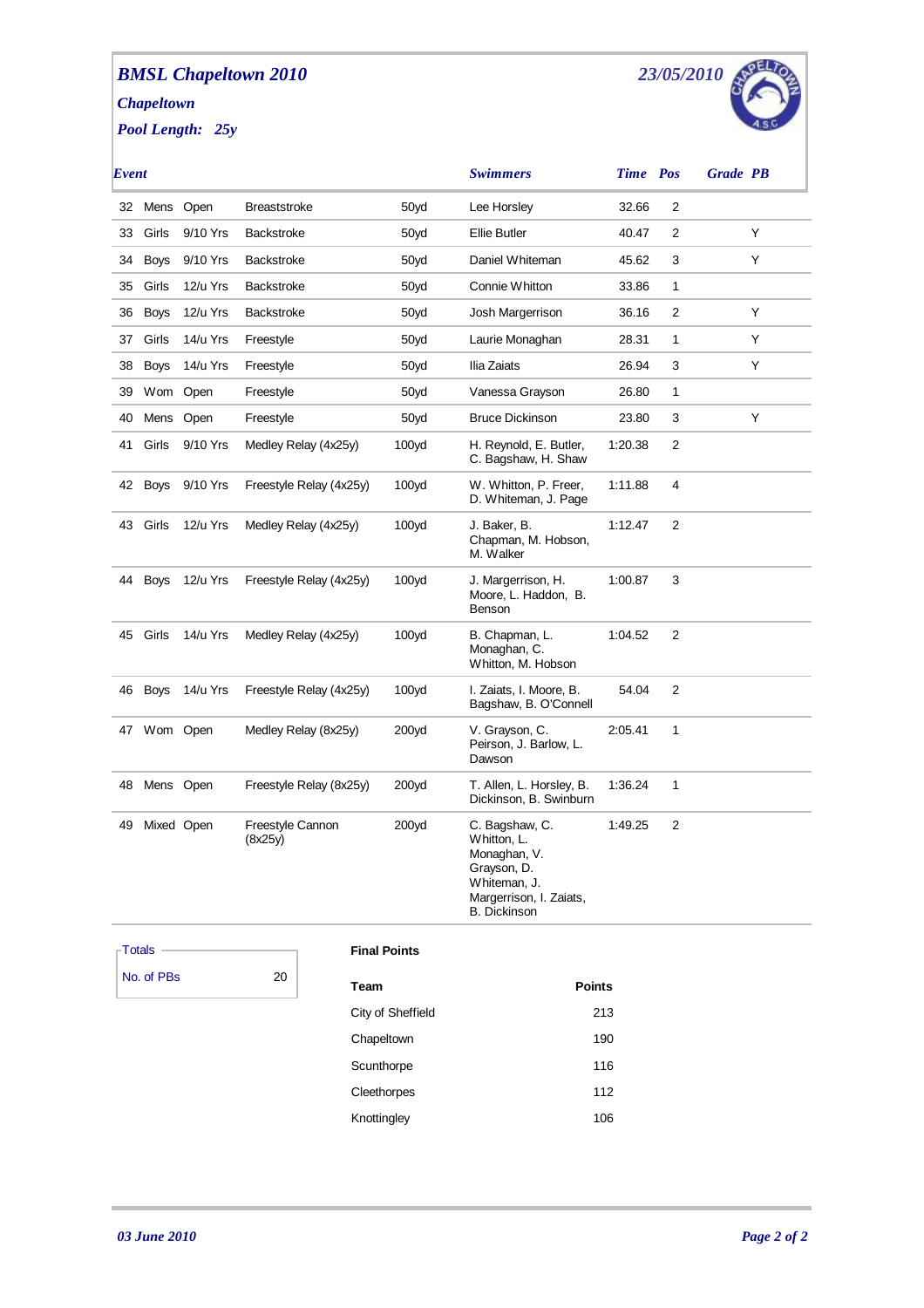# BMSL Chapeltown 2010

*23/05/2010*

*Chapeltown*

*Pool Length: 25y*

| Event | | | | | Swimmers | Time | Pos | Grade | PB |
|---|---|---|---|---|---|---|---|---|---|
| 32 | Mens | Open | Breaststroke | 50yd | Lee Horsley | 32.66 | 2 | | |
| 33 | Girls | 9/10 Yrs | Backstroke | 50yd | Ellie Butler | 40.47 | 2 | | Y |
| 34 | Boys | 9/10 Yrs | Backstroke | 50yd | Daniel Whiteman | 45.62 | 3 | | Y |
| 35 | Girls | 12/u Yrs | Backstroke | 50yd | Connie Whitton | 33.86 | 1 | | |
| 36 | Boys | 12/u Yrs | Backstroke | 50yd | Josh Margerrison | 36.16 | 2 | | Y |
| 37 | Girls | 14/u Yrs | Freestyle | 50yd | Laurie Monaghan | 28.31 | 1 | | Y |
| 38 | Boys | 14/u Yrs | Freestyle | 50yd | Ilia Zaiats | 26.94 | 3 | | Y |
| 39 | Wom | Open | Freestyle | 50yd | Vanessa Grayson | 26.80 | 1 | | |
| 40 | Mens | Open | Freestyle | 50yd | Bruce Dickinson | 23.80 | 3 | | Y |
| 41 | Girls | 9/10 Yrs | Medley Relay (4x25y) | 100yd | H. Reynold, E. Butler, C. Bagshaw, H. Shaw | 1:20.38 | 2 | | |
| 42 | Boys | 9/10 Yrs | Freestyle Relay (4x25y) | 100yd | W. Whitton, P. Freer, D. Whiteman, J. Page | 1:11.88 | 4 | | |
| 43 | Girls | 12/u Yrs | Medley Relay (4x25y) | 100yd | J. Baker, B. Chapman, M. Hobson, M. Walker | 1:12.47 | 2 | | |
| 44 | Boys | 12/u Yrs | Freestyle Relay (4x25y) | 100yd | J. Margerrison, H. Moore, L. Haddon, B. Benson | 1:00.87 | 3 | | |
| 45 | Girls | 14/u Yrs | Medley Relay (4x25y) | 100yd | B. Chapman, L. Monaghan, C. Whitton, M. Hobson | 1:04.52 | 2 | | |
| 46 | Boys | 14/u Yrs | Freestyle Relay (4x25y) | 100yd | I. Zaiats, I. Moore, B. Bagshaw, B. O'Connell | 54.04 | 2 | | |
| 47 | Wom | Open | Medley Relay (8x25y) | 200yd | V. Grayson, C. Peirson, J. Barlow, L. Dawson | 2:05.41 | 1 | | |
| 48 | Mens | Open | Freestyle Relay (8x25y) | 200yd | T. Allen, L. Horsley, B. Dickinson, B. Swinburn | 1:36.24 | 1 | | |
| 49 | Mixed | Open | Freestyle Cannon (8x25y) | 200yd | C. Bagshaw, C. Whitton, L. Monaghan, V. Grayson, D. Whiteman, J. Margerrison, I. Zaiats, B. Dickinson | 1:49.25 | 2 | | |

**Totals**

| | |
|---|---|
| No. of PBs | 20 |

**Final Points**

| Team | Points |
|---|---|
| City of Sheffield | 213 |
| Chapeltown | 190 |
| Scunthorpe | 116 |
| Cleethorpes | 112 |
| Knottingley | 106 |

*03 June 2010*